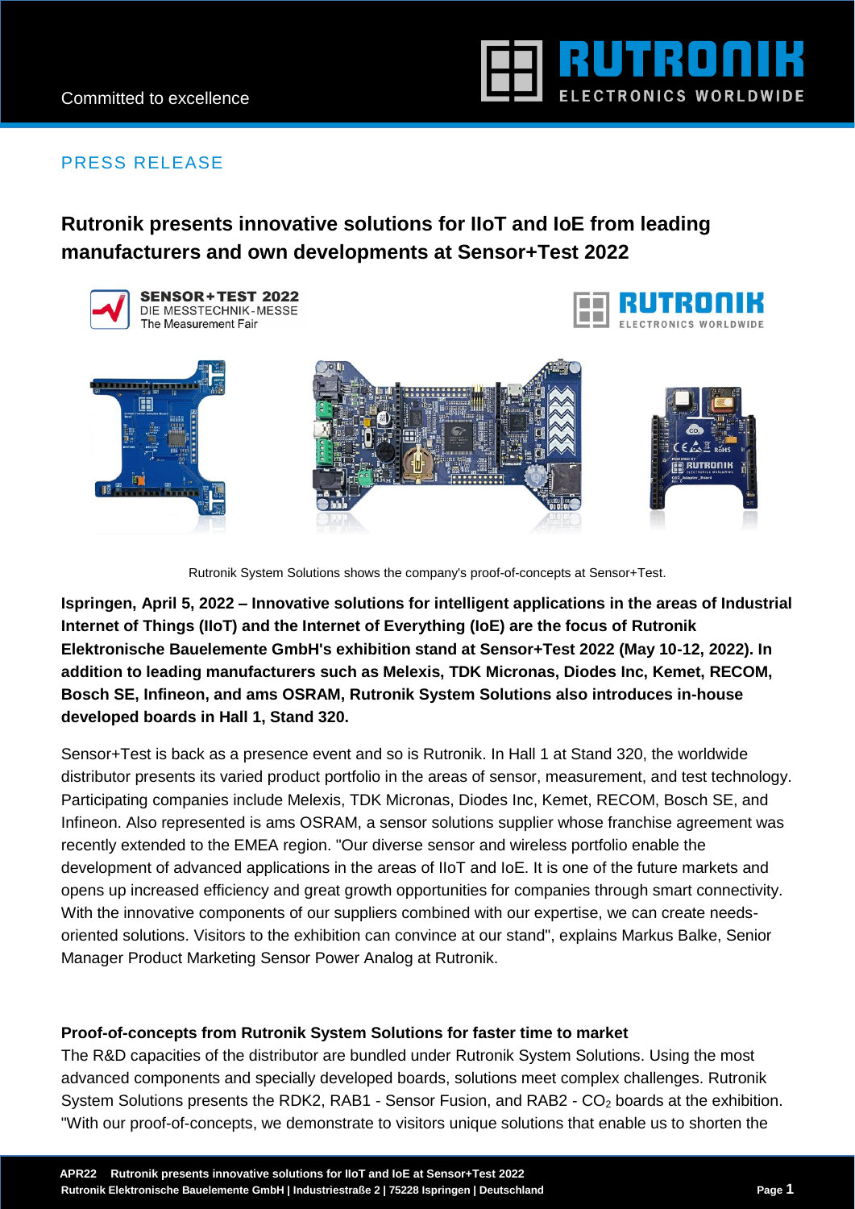PRESS RELEASE

# Rutronik presents innovative solutions for IIoT and IoE from leading manufacturers and own developments at Sensor+Test 2022

Rutronik System Solutions shows the company's proof-of-concepts at Sensor+Test.

**Ispringen, April 5, 2022 – Innovative solutions for intelligent applications in the areas of Industrial Internet of Things (IIoT) and the Internet of Everything (IoE) are the focus of Rutronik Elektronische Bauelemente GmbH's exhibition stand at Sensor+Test 2022 (May 10-12, 2022). In addition to leading manufacturers such as Melexis, TDK Micronas, Diodes Inc, Kemet, RECOM, Bosch SE, Infineon, and ams OSRAM, Rutronik System Solutions also introduces in-house developed boards in Hall 1, Stand 320.**

Sensor+Test is back as a presence event and so is Rutronik. In Hall 1 at Stand 320, the worldwide distributor presents its varied product portfolio in the areas of sensor, measurement, and test technology. Participating companies include Melexis, TDK Micronas, Diodes Inc, Kemet, RECOM, Bosch SE, and Infineon. Also represented is ams OSRAM, a sensor solutions supplier whose franchise agreement was recently extended to the EMEA region. "Our diverse sensor and wireless portfolio enable the development of advanced applications in the areas of IIoT and IoE. It is one of the future markets and opens up increased efficiency and great growth opportunities for companies through smart connectivity. With the innovative components of our suppliers combined with our expertise, we can create needs-oriented solutions. Visitors to the exhibition can convince at our stand", explains Markus Balke, Senior Manager Product Marketing Sensor Power Analog at Rutronik.

**Proof-of-concepts from Rutronik System Solutions for faster time to market**

The R&D capacities of the distributor are bundled under Rutronik System Solutions. Using the most advanced components and specially developed boards, solutions meet complex challenges. Rutronik System Solutions presents the RDK2, RAB1 - Sensor Fusion, and RAB2 - $CO_2$ boards at the exhibition. "With our proof-of-concepts, we demonstrate to visitors unique solutions that enable us to shorten the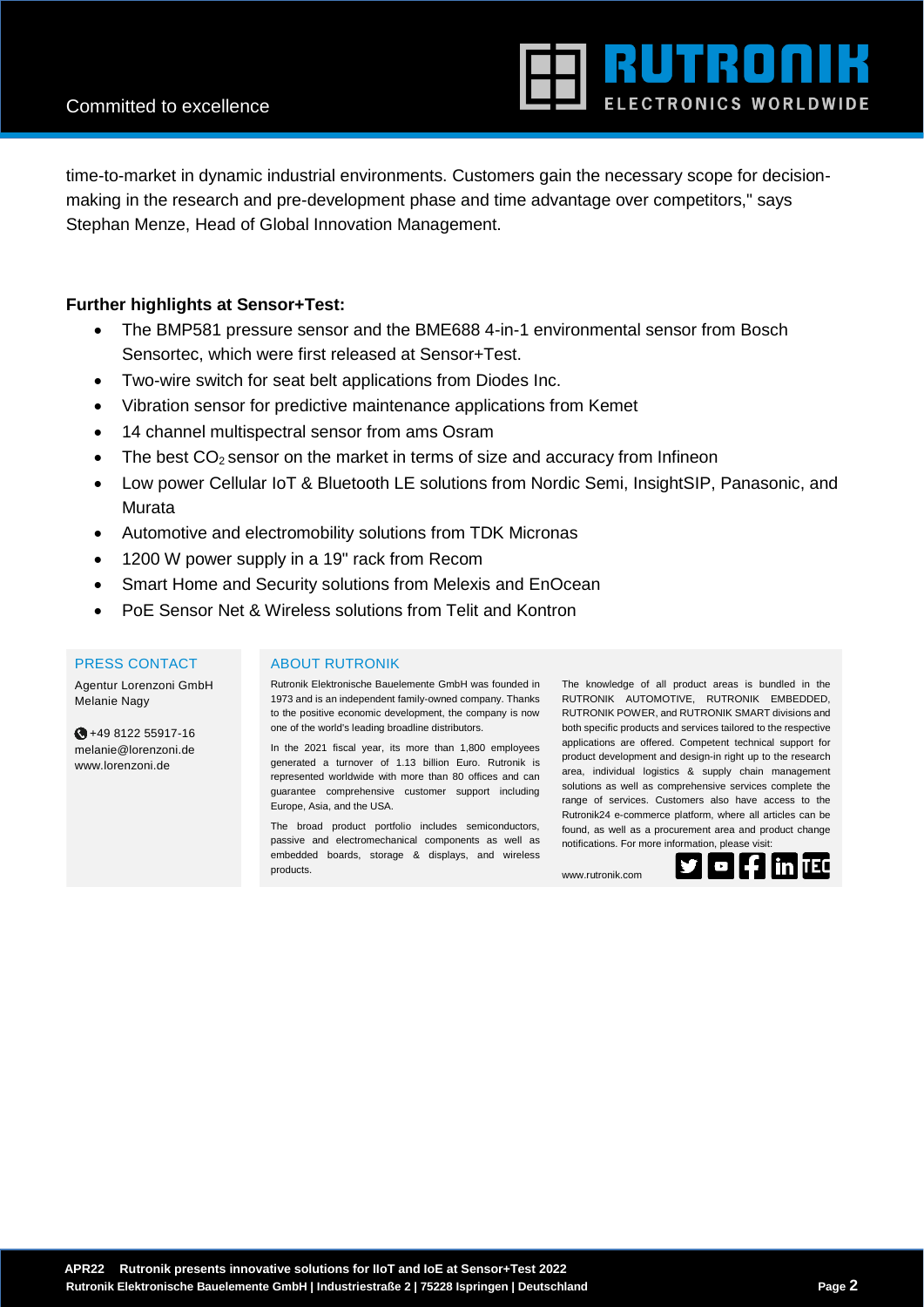time-to-market in dynamic industrial environments. Customers gain the necessary scope for decision-making in the research and pre-development phase and time advantage over competitors," says Stephan Menze, Head of Global Innovation Management.

**Further highlights at Sensor+Test:**

- The BMP581 pressure sensor and the BME688 4-in-1 environmental sensor from Bosch Sensortec, which were first released at Sensor+Test.
- Two-wire switch for seat belt applications from Diodes Inc.
- Vibration sensor for predictive maintenance applications from Kemet
- 14 channel multispectral sensor from ams Osram
- The best $CO_2$ sensor on the market in terms of size and accuracy from Infineon
- Low power Cellular IoT & Bluetooth LE solutions from Nordic Semi, InsightSIP, Panasonic, and Murata
- Automotive and electromobility solutions from TDK Micronas
- 1200 W power supply in a 19" rack from Recom
- Smart Home and Security solutions from Melexis and EnOcean
- PoE Sensor Net & Wireless solutions from Telit and Kontron

### PRESS CONTACT

Agentur Lorenzoni GmbH
Melanie Nagy

+49 8122 55917-16
melanie@lorenzoni.de
www.lorenzoni.de

### ABOUT RUTRONIK

Rutronik Elektronische Bauelemente GmbH was founded in 1973 and is an independent family-owned company. Thanks to the positive economic development, the company is now one of the world's leading broadline distributors.

In the 2021 fiscal year, its more than 1,800 employees generated a turnover of 1.13 billion Euro. Rutronik is represented worldwide with more than 80 offices and can guarantee comprehensive customer support including Europe, Asia, and the USA.

The broad product portfolio includes semiconductors, passive and electromechanical components as well as embedded boards, storage & displays, and wireless products.

The knowledge of all product areas is bundled in the RUTRONIK AUTOMOTIVE, RUTRONIK EMBEDDED, RUTRONIK POWER, and RUTRONIK SMART divisions and both specific products and services tailored to the respective applications are offered. Competent technical support for product development and design-in right up to the research area, individual logistics & supply chain management solutions as well as comprehensive services complete the range of services. Customers also have access to the Rutronik24 e-commerce platform, where all articles can be found, as well as a procurement area and product change notifications. For more information, please visit:

www.rutronik.com